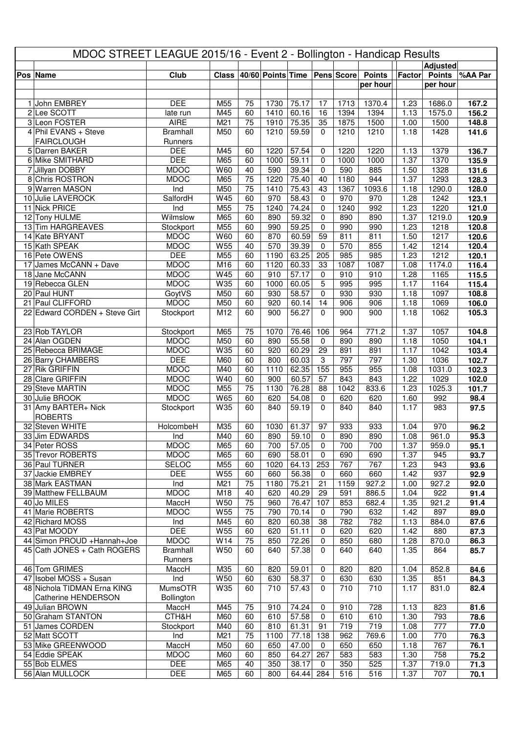# MDOC STREET LEAGUE 2015/16 - Event 2 - Bollington - Handicap Results

| Pos | Name | Club | Class | 40/60 | Points | Time | Pens | Score | Points per hour | Factor | Adjusted Points per hour | %AA Par |
|---|---|---|---|---|---|---|---|---|---|---|---|---|
| 1 | John EMBREY | DEE | M55 | 75 | 1730 | 75.17 | 17 | 1713 | 1370.4 | 1.23 | 1686.0 | **167.2** |
| 2 | Lee SCOTT | late run | M45 | 60 | 1410 | 60.16 | 16 | 1394 | 1394 | 1.13 | 1575.0 | **156.2** |
| 3 | Leon FOSTER | AIRE | M21 | 75 | 1910 | 75.35 | 35 | 1875 | 1500 | 1.00 | 1500 | **148.8** |
| 4 | Phil EVANS + Steve FAIRCLOUGH | Bramhall Runners | M50 | 60 | 1210 | 59.59 | 0 | 1210 | 1210 | 1.18 | 1428 | **141.6** |
| 5 | Darren BAKER | DEE | M45 | 60 | 1220 | 57.54 | 0 | 1220 | 1220 | 1.13 | 1379 | **136.7** |
| 6 | Mike SMITHARD | DEE | M65 | 60 | 1000 | 59.11 | 0 | 1000 | 1000 | 1.37 | 1370 | **135.9** |
| 7 | Jillyan DOBBY | MDOC | W60 | 40 | 590 | 39.34 | 0 | 590 | 885 | 1.50 | 1328 | **131.6** |
| 8 | Chris ROSTRON | MDOC | M65 | 75 | 1220 | 75.40 | 40 | 1180 | 944 | 1.37 | 1293 | **128.3** |
| 9 | Warren MASON | Ind | M50 | 75 | 1410 | 75.43 | 43 | 1367 | 1093.6 | 1.18 | 1290.0 | **128.0** |
| 10 | Julie LAVEROCK | SalfordH | W45 | 60 | 970 | 58.43 | 0 | 970 | 970 | 1.28 | 1242 | **123.1** |
| 11 | Nick PRICE | Ind | M55 | 75 | 1240 | 74.24 | 0 | 1240 | 992 | 1.23 | 1220 | **121.0** |
| 12 | Tony HULME | Wilmslow | M65 | 60 | 890 | 59.32 | 0 | 890 | 890 | 1.37 | 1219.0 | **120.9** |
| 13 | Tim HARGREAVES | Stockport | M55 | 60 | 990 | 59.25 | 0 | 990 | 990 | 1.23 | 1218 | **120.8** |
| 14 | Kate BRYANT | MDOC | W60 | 60 | 870 | 60.59 | 59 | 811 | 811 | 1.50 | 1217 | **120.6** |
| 15 | Kath SPEAK | MDOC | W55 | 40 | 570 | 39.39 | 0 | 570 | 855 | 1.42 | 1214 | **120.4** |
| 16 | Pete OWENS | DEE | M55 | 60 | 1190 | 63.25 | 205 | 985 | 985 | 1.23 | 1212 | **120.1** |
| 17 | James McCANN + Dave | MDOC | M16 | 60 | 1120 | 60.33 | 33 | 1087 | 1087 | 1.08 | 1174.0 | **116.4** |
| 18 | Jane McCANN | MDOC | W45 | 60 | 910 | 57.17 | 0 | 910 | 910 | 1.28 | 1165 | **115.5** |
| 19 | Rebecca GLEN | MDOC | W35 | 60 | 1000 | 60.05 | 5 | 995 | 995 | 1.17 | 1164 | **115.4** |
| 20 | Paul HUNT | GoytVS | M50 | 60 | 930 | 58.57 | 0 | 930 | 930 | 1.18 | 1097 | **108.8** |
| 21 | Paul CLIFFORD | MDOC | M50 | 60 | 920 | 60.14 | 14 | 906 | 906 | 1.18 | 1069 | **106.0** |
| 22 | Edward CORDEN + Steve Girt | Stockport | M12 | 60 | 900 | 56.27 | 0 | 900 | 900 | 1.18 | 1062 | **105.3** |
| 23 | Rob TAYLOR | Stockport | M65 | 75 | 1070 | 76.46 | 106 | 964 | 771.2 | 1.37 | 1057 | **104.8** |
| 24 | Alan OGDEN | MDOC | M50 | 60 | 890 | 55.58 | 0 | 890 | 890 | 1.18 | 1050 | **104.1** |
| 25 | Rebecca BRIMAGE | MDOC | W35 | 60 | 920 | 60.29 | 29 | 891 | 891 | 1.17 | 1042 | **103.4** |
| 26 | Barry CHAMBERS | DEE | M60 | 60 | 800 | 60.03 | 3 | 797 | 797 | 1.30 | 1036 | **102.7** |
| 27 | Rik GRIFFIN | MDOC | M40 | 60 | 1110 | 62.35 | 155 | 955 | 955 | 1.08 | 1031.0 | **102.3** |
| 28 | Clare GRIFFIN | MDOC | W40 | 60 | 900 | 60.57 | 57 | 843 | 843 | 1.22 | 1029 | **102.0** |
| 29 | Steve MARTIN | MDOC | M55 | 75 | 1130 | 76.28 | 88 | 1042 | 833.6 | 1.23 | 1025.3 | **101.7** |
| 30 | Julie BROOK | MDOC | W65 | 60 | 620 | 54.08 | 0 | 620 | 620 | 1.60 | 992 | **98.4** |
| 31 | Amy BARTER+ Nick ROBERTS | Stockport | W35 | 60 | 840 | 59.19 | 0 | 840 | 840 | 1.17 | 983 | **97.5** |
| 32 | Steven WHITE | HolcombeH | M35 | 60 | 1030 | 61.37 | 97 | 933 | 933 | 1.04 | 970 | **96.2** |
| 33 | Jim EDWARDS | Ind | M40 | 60 | 890 | 59.10 | 0 | 890 | 890 | 1.08 | 961.0 | **95.3** |
| 34 | Peter ROSS | MDOC | M65 | 60 | 700 | 57.05 | 0 | 700 | 700 | 1.37 | 959.0 | **95.1** |
| 35 | Trevor ROBERTS | MDOC | M65 | 60 | 690 | 58.01 | 0 | 690 | 690 | 1.37 | 945 | **93.7** |
| 36 | Paul TURNER | SELOC | M55 | 60 | 1020 | 64.13 | 253 | 767 | 767 | 1.23 | 943 | **93.6** |
| 37 | Jackie EMBREY | DEE | W55 | 60 | 660 | 56.38 | 0 | 660 | 660 | 1.42 | 937 | **92.9** |
| 38 | Mark EASTMAN | Ind | M21 | 75 | 1180 | 75.21 | 21 | 1159 | 927.2 | 1.00 | 927.2 | **92.0** |
| 39 | Matthew FELLBAUM | MDOC | M18 | 40 | 620 | 40.29 | 29 | 591 | 886.5 | 1.04 | 922 | **91.4** |
| 40 | Jo MILES | MaccH | W50 | 75 | 960 | 76.47 | 107 | 853 | 682.4 | 1.35 | 921.2 | **91.4** |
| 41 | Marie ROBERTS | MDOC | W55 | 75 | 790 | 70.14 | 0 | 790 | 632 | 1.42 | 897 | **89.0** |
| 42 | Richard MOSS | Ind | M45 | 60 | 820 | 60.38 | 38 | 782 | 782 | 1.13 | 884.0 | **87.6** |
| 43 | Pat MOODY | DEE | W55 | 60 | 620 | 51.11 | 0 | 620 | 620 | 1.42 | 880 | **87.3** |
| 44 | Simon PROUD +Hannah+Joe | MDOC | W14 | 75 | 850 | 72.26 | 0 | 850 | 680 | 1.28 | 870.0 | **86.3** |
| 45 | Cath JONES + Cath ROGERS | Bramhall Runners | W50 | 60 | 640 | 57.38 | 0 | 640 | 640 | 1.35 | 864 | **85.7** |
| 46 | Tom GRIMES | MaccH | M35 | 60 | 820 | 59.01 | 0 | 820 | 820 | 1.04 | 852.8 | **84.6** |
| 47 | Isobel MOSS + Susan | Ind | W50 | 60 | 630 | 58.37 | 0 | 630 | 630 | 1.35 | 851 | **84.3** |
| 48 | Nichola TIDMAN Erna KING Catherine HENDERSON | MumsOTR Bollington | W35 | 60 | 710 | 57.43 | 0 | 710 | 710 | 1.17 | 831.0 | **82.4** |
| 49 | Julian BROWN | MaccH | M45 | 75 | 910 | 74.24 | 0 | 910 | 728 | 1.13 | 823 | **81.6** |
| 50 | Graham STANTON | CTH&H | M60 | 60 | 610 | 57.58 | 0 | 610 | 610 | 1.30 | 793 | **78.6** |
| 51 | James CORDEN | Stockport | M40 | 60 | 810 | 61.31 | 91 | 719 | 719 | 1.08 | 777 | **77.0** |
| 52 | Matt SCOTT | Ind | M21 | 75 | 1100 | 77.18 | 138 | 962 | 769.6 | 1.00 | 770 | **76.3** |
| 53 | Mike GREENWOOD | MaccH | M50 | 60 | 650 | 47.00 | 0 | 650 | 650 | 1.18 | 767 | **76.1** |
| 54 | Eddie SPEAK | MDOC | M60 | 60 | 850 | 64.27 | 267 | 583 | 583 | 1.30 | 758 | **75.2** |
| 55 | Bob ELMES | DEE | M65 | 40 | 350 | 38.17 | 0 | 350 | 525 | 1.37 | 719.0 | **71.3** |
| 56 | Alan MULLOCK | DEE | M65 | 60 | 800 | 64.44 | 284 | 516 | 516 | 1.37 | 707 | **70.1** |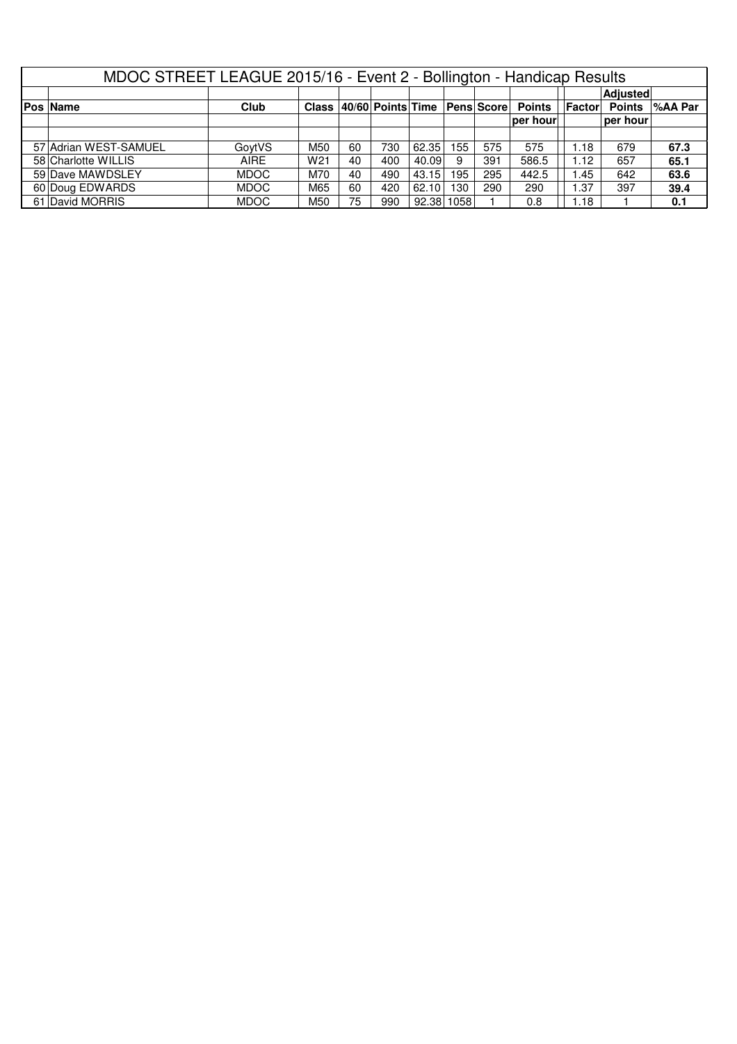# MDOC STREET LEAGUE 2015/16 - Event 2 - Bollington - Handicap Results

| Pos | Name | Club | Class | 40/60 | Points | Time | Pens | Score | Points per hour | Factor | Adjusted Points per hour | %AA Par |
|---|---|---|---|---|---|---|---|---|---|---|---|---|
| 57 | Adrian WEST-SAMUEL | GoytVS | M50 | 60 | 730 | 62.35 | 155 | 575 | 575 | 1.18 | 679 | **67.3** |
| 58 | Charlotte WILLIS | AIRE | W21 | 40 | 400 | 40.09 | 9 | 391 | 586.5 | 1.12 | 657 | **65.1** |
| 59 | Dave MAWDSLEY | MDOC | M70 | 40 | 490 | 43.15 | 195 | 295 | 442.5 | 1.45 | 642 | **63.6** |
| 60 | Doug EDWARDS | MDOC | M65 | 60 | 420 | 62.10 | 130 | 290 | 290 | 1.37 | 397 | **39.4** |
| 61 | David MORRIS | MDOC | M50 | 75 | 990 | 92.38 | 1058 | 1 | 0.8 | 1.18 | 1 | **0.1** |